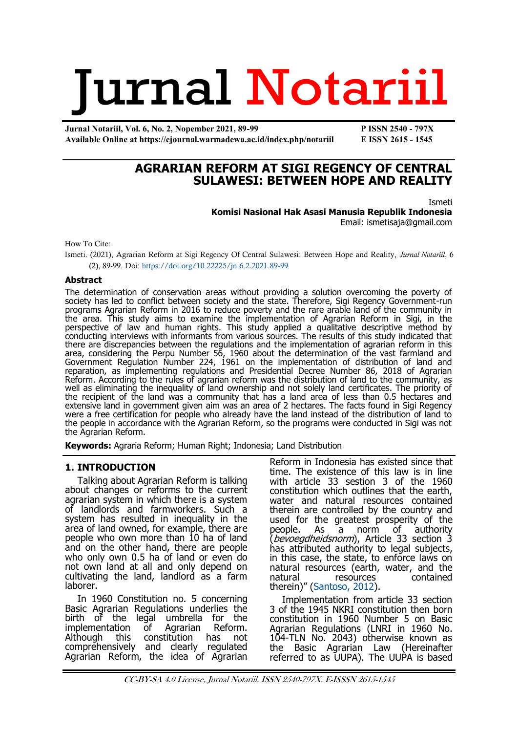# Jurnal Notariil

Jurnal Notariil, Vol. 6, No. 2, Nopember 2021, 89-99
Available Online at https://ejournal.warmadewa.ac.id/index.php/notariil

P ISSN 2540 - 797X
E ISSN 2615 - 1545

## AGRARIAN REFORM AT SIGI REGENCY OF CENTRAL SULAWESI: BETWEEN HOPE AND REALITY

Ismeti
**Komisi Nasional Hak Asasi Manusia Republik Indonesia**
Email: ismetisaja@gmail.com

How To Cite:
Ismeti. (2021), Agrarian Reform at Sigi Regency Of Central Sulawesi: Between Hope and Reality, *Jurnal Notariil*, 6 (2), 89-99. Doi: https://doi.org/10.22225/jn.6.2.2021.89-99

### Abstract

The determination of conservation areas without providing a solution overcoming the poverty of society has led to conflict between society and the state. Therefore, Sigi Regency Government-run programs Agrarian Reform in 2016 to reduce poverty and the rare arable land of the community in the area. This study aims to examine the implementation of Agrarian Reform in Sigi, in the perspective of law and human rights. This study applied a qualitative descriptive method by conducting interviews with informants from various sources. The results of this study indicated that there are discrepancies between the regulations and the implementation of agrarian reform in this area, considering the Perpu Number 56, 1960 about the determination of the vast farmland and Government Regulation Number 224, 1961 on the implementation of distribution of land and reparation, as implementing regulations and Presidential Decree Number 86, 2018 of Agrarian Reform. According to the rules of agrarian reform was the distribution of land to the community, as well as eliminating the inequality of land ownership and not solely land certificates. The priority of the recipient of the land was a community that has a land area of less than 0.5 hectares and extensive land in government given aim was an area of 2 hectares. The facts found in Sigi Regency were a free certification for people who already have the land instead of the distribution of land to the people in accordance with the Agrarian Reform, so the programs were conducted in Sigi was not the Agrarian Reform.

**Keywords:** Agraria Reform; Human Right; Indonesia; Land Distribution

### 1. INTRODUCTION

Talking about Agrarian Reform is talking about changes or reforms to the current agrarian system in which there is a system of landlords and farmworkers. Such a system has resulted in inequality in the area of land owned, for example, there are people who own more than 10 ha of land and on the other hand, there are people who only own 0.5 ha of land or even do not own land at all and only depend on cultivating the land, landlord as a farm laborer.

In 1960 Constitution no. 5 concerning Basic Agrarian Regulations underlies the birth of the legal umbrella for the implementation of Agrarian Reform. Although this constitution has not comprehensively and clearly regulated Agrarian Reform, the idea of Agrarian Reform in Indonesia has existed since that time. The existence of this law is in line with article 33 section 3 of the 1960 constitution which outlines that the earth, water and natural resources contained therein are controlled by the country and used for the greatest prosperity of the people. As a norm of authority (*bevoegdheidsnorm*), Article 33 section 3 has attributed authority to legal subjects, in this case, the state, to enforce laws on natural resources (earth, water, and the natural resources contained therein)" (Santoso, 2012).

Implementation from article 33 section 3 of the 1945 NKRI constitution then born constitution in 1960 Number 5 on Basic Agrarian Regulations (LNRI in 1960 No. 104-TLN No. 2043) otherwise known as the Basic Agrarian Law (Hereinafter referred to as UUPA). The UUPA is based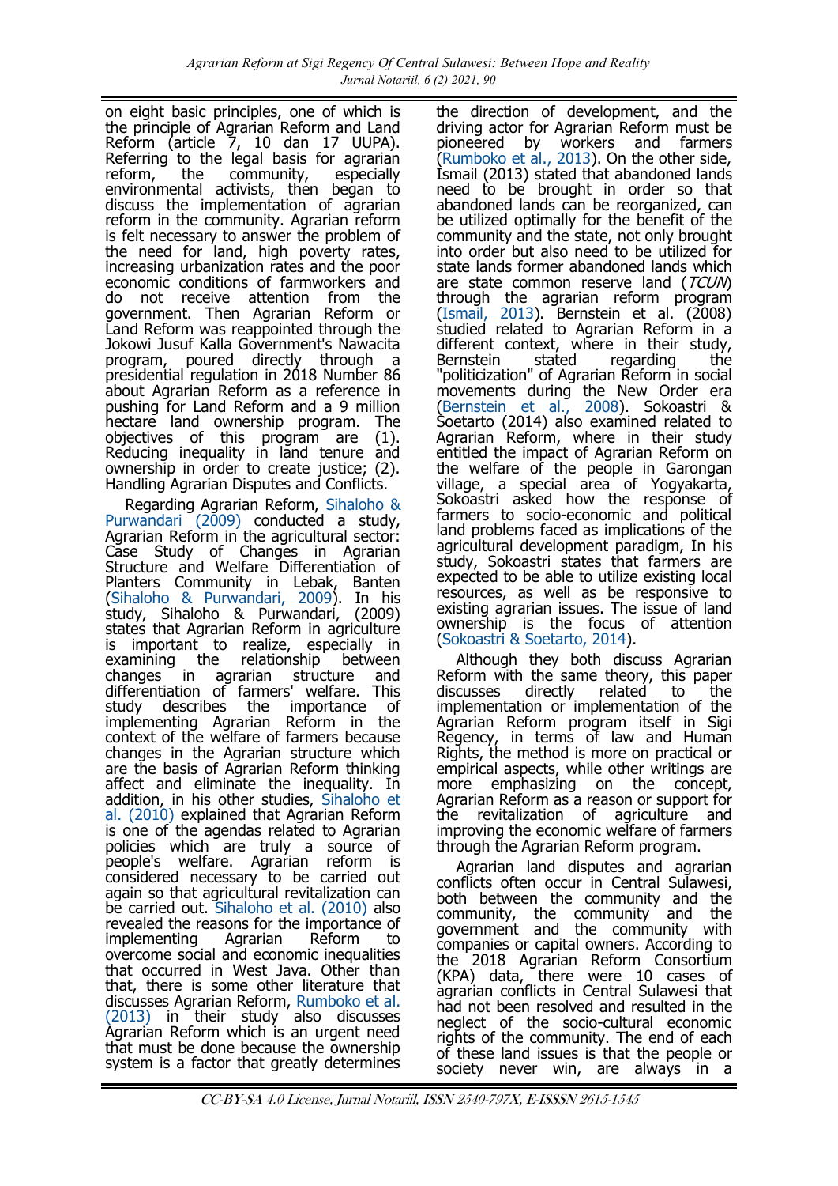on eight basic principles, one of which is the principle of Agrarian Reform and Land Reform (article 7, 10 dan 17 UUPA). Referring to the legal basis for agrarian reform, the community, especially environmental activists, then began to discuss the implementation of agrarian reform in the community. Agrarian reform is felt necessary to answer the problem of the need for land, high poverty rates, increasing urbanization rates and the poor economic conditions of farmworkers and do not receive attention from the government. Then Agrarian Reform or Land Reform was reappointed through the Jokowi Jusuf Kalla Government's Nawacita program, poured directly through a presidential regulation in 2018 Number 86 about Agrarian Reform as a reference in pushing for Land Reform and a 9 million hectare land ownership program. The objectives of this program are (1). Reducing inequality in land tenure and ownership in order to create justice; (2). Handling Agrarian Disputes and Conflicts.

Regarding Agrarian Reform, Sihaloho & Purwandari (2009) conducted a study, Agrarian Reform in the agricultural sector: Case Study of Changes in Agrarian Structure and Welfare Differentiation of Planters Community in Lebak, Banten (Sihaloho & Purwandari, 2009). In his study, Sihaloho & Purwandari, (2009) states that Agrarian Reform in agriculture is important to realize, especially in examining the relationship between changes in agrarian structure and differentiation of farmers' welfare. This study describes the importance of implementing Agrarian Reform in the context of the welfare of farmers because changes in the Agrarian structure which are the basis of Agrarian Reform thinking affect and eliminate the inequality. In addition, in his other studies, Sihaloho et al. (2010) explained that Agrarian Reform is one of the agendas related to Agrarian policies which are truly a source of people's welfare. Agrarian reform is considered necessary to be carried out again so that agricultural revitalization can be carried out. Sihaloho et al. (2010) also revealed the reasons for the importance of implementing Agrarian Reform to overcome social and economic inequalities that occurred in West Java. Other than that, there is some other literature that discusses Agrarian Reform, Rumboko et al. (2013) in their study also discusses Agrarian Reform which is an urgent need that must be done because the ownership system is a factor that greatly determines the direction of development, and the driving actor for Agrarian Reform must be pioneered by workers and farmers (Rumboko et al., 2013). On the other side, Ismail (2013) stated that abandoned lands need to be brought in order so that abandoned lands can be reorganized, can be utilized optimally for the benefit of the community and the state, not only brought into order but also need to be utilized for state lands former abandoned lands which are state common reserve land (*TCUN*) through the agrarian reform program (Ismail, 2013). Bernstein et al. (2008) studied related to Agrarian Reform in a different context, where in their study, Bernstein stated regarding the "politicization" of Agrarian Reform in social movements during the New Order era (Bernstein et al., 2008). Sokoastri & Soetarto (2014) also examined related to Agrarian Reform, where in their study entitled the impact of Agrarian Reform on the welfare of the people in Garongan village, a special area of Yogyakarta, Sokoastri asked how the response of farmers to socio-economic and political land problems faced as implications of the agricultural development paradigm, In his study, Sokoastri states that farmers are expected to be able to utilize existing local resources, as well as be responsive to existing agrarian issues. The issue of land ownership is the focus of attention (Sokoastri & Soetarto, 2014).

Although they both discuss Agrarian Reform with the same theory, this paper discusses directly related to the implementation or implementation of the Agrarian Reform program itself in Sigi Regency, in terms of law and Human Rights, the method is more on practical or empirical aspects, while other writings are more emphasizing on the concept, Agrarian Reform as a reason or support for the revitalization of agriculture and improving the economic welfare of farmers through the Agrarian Reform program.

Agrarian land disputes and agrarian conflicts often occur in Central Sulawesi, both between the community and the community, the community and the government and the community with companies or capital owners. According to the 2018 Agrarian Reform Consortium (KPA) data, there were 10 cases of agrarian conflicts in Central Sulawesi that had not been resolved and resulted in the neglect of the socio-cultural economic rights of the community. The end of each of these land issues is that the people or society never win, are always in a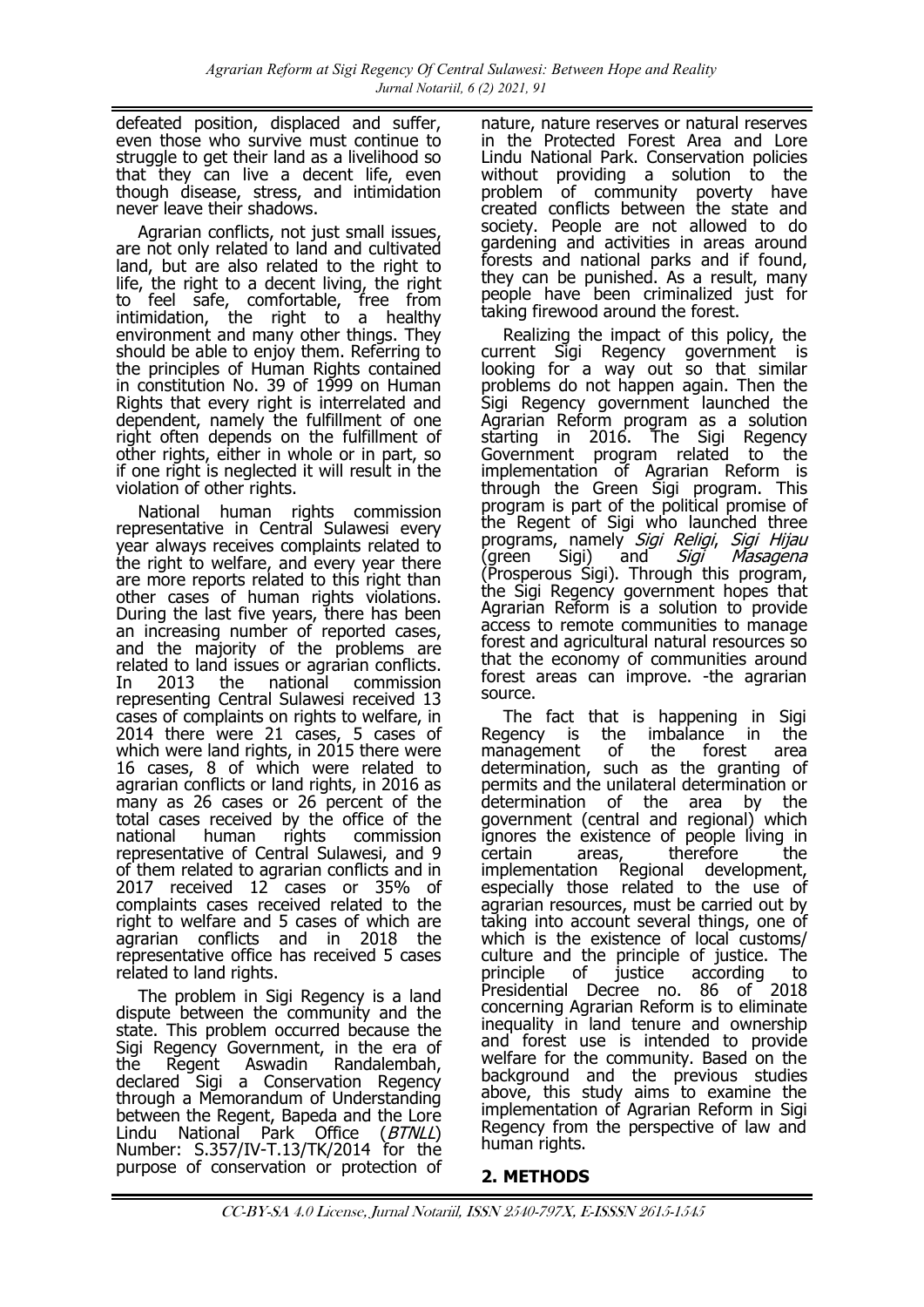defeated position, displaced and suffer, even those who survive must continue to struggle to get their land as a livelihood so that they can live a decent life, even though disease, stress, and intimidation never leave their shadows.

Agrarian conflicts, not just small issues, are not only related to land and cultivated land, but are also related to the right to life, the right to a decent living, the right to feel safe, comfortable, free from intimidation, the right to a healthy environment and many other things. They should be able to enjoy them. Referring to the principles of Human Rights contained in constitution No. 39 of 1999 on Human Rights that every right is interrelated and dependent, namely the fulfillment of one right often depends on the fulfillment of other rights, either in whole or in part, so if one right is neglected it will result in the violation of other rights.

National human rights commission representative in Central Sulawesi every year always receives complaints related to the right to welfare, and every year there are more reports related to this right than other cases of human rights violations. During the last five years, there has been an increasing number of reported cases, and the majority of the problems are related to land issues or agrarian conflicts. In 2013 the national commission representing Central Sulawesi received 13 cases of complaints on rights to welfare, in 2014 there were 21 cases, 5 cases of which were land rights, in 2015 there were 16 cases, 8 of which were related to agrarian conflicts or land rights, in 2016 as many as 26 cases or 26 percent of the total cases received by the office of the national human rights commission representative of Central Sulawesi, and 9 of them related to agrarian conflicts and in 2017 received 12 cases or 35% of complaints cases received related to the right to welfare and 5 cases of which are agrarian conflicts and in 2018 the representative office has received 5 cases related to land rights.

The problem in Sigi Regency is a land dispute between the community and the state. This problem occurred because the Sigi Regency Government, in the era of the Regent Aswadin Randalembah, declared Sigi a Conservation Regency through a Memorandum of Understanding between the Regent, Bapeda and the Lore Lindu National Park Office (*BTNLL*) Number: S.357/IV-T.13/TK/2014 for the purpose of conservation or protection of nature, nature reserves or natural reserves in the Protected Forest Area and Lore Lindu National Park. Conservation policies without providing a solution to the problem of community poverty have created conflicts between the state and society. People are not allowed to do gardening and activities in areas around forests and national parks and if found, they can be punished. As a result, many people have been criminalized just for taking firewood around the forest.

Realizing the impact of this policy, the current Sigi Regency government is looking for a way out so that similar problems do not happen again. Then the Sigi Regency government launched the Agrarian Reform program as a solution starting in 2016. The Sigi Regency Government program related to the implementation of Agrarian Reform is through the Green Sigi program. This program is part of the political promise of the Regent of Sigi who launched three programs, namely *Sigi Religi*, *Sigi Hijau* (green Sigi) and *Sigi Masagena* (Prosperous Sigi). Through this program, the Sigi Regency government hopes that Agrarian Reform is a solution to provide access to remote communities to manage forest and agricultural natural resources so that the economy of communities around forest areas can improve. -the agrarian source.

The fact that is happening in Sigi Regency is the imbalance in the management of the forest area determination, such as the granting of permits and the unilateral determination or determination of the area by the government (central and regional) which ignores the existence of people living in certain areas, therefore the implementation Regional development, especially those related to the use of agrarian resources, must be carried out by taking into account several things, one of which is the existence of local customs/ culture and the principle of justice. The principle of justice according to Presidential Decree no. 86 of 2018 concerning Agrarian Reform is to eliminate inequality in land tenure and ownership and forest use is intended to provide welfare for the community. Based on the background and the previous studies above, this study aims to examine the implementation of Agrarian Reform in Sigi Regency from the perspective of law and human rights.

## 2. METHODS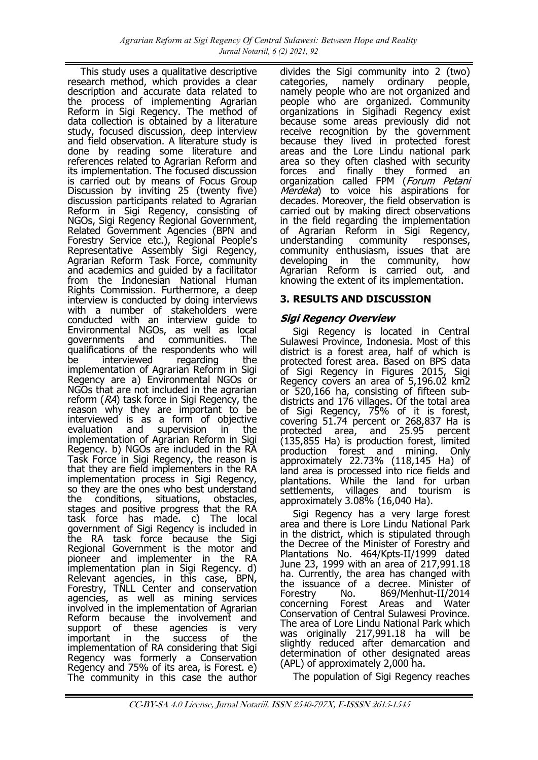This study uses a qualitative descriptive research method, which provides a clear description and accurate data related to the process of implementing Agrarian Reform in Sigi Regency. The method of data collection is obtained by a literature study, focused discussion, deep interview and field observation. A literature study is done by reading some literature and references related to Agrarian Reform and its implementation. The focused discussion is carried out by means of Focus Group Discussion by inviting 25 (twenty five) discussion participants related to Agrarian Reform in Sigi Regency, consisting of NGOs, Sigi Regency Regional Government, Related Government Agencies (BPN and Forestry Service etc.), Regional People's Representative Assembly Sigi Regency, Agrarian Reform Task Force, community and academics and guided by a facilitator from the Indonesian National Human Rights Commission. Furthermore, a deep interview is conducted by doing interviews with a number of stakeholders were conducted with an interview guide to Environmental NGOs, as well as local governments and communities. The qualifications of the respondents who will be interviewed regarding the implementation of Agrarian Reform in Sigi Regency are a) Environmental NGOs or NGOs that are not included in the agrarian reform (*RA*) task force in Sigi Regency, the reason why they are important to be interviewed is as a form of objective evaluation and supervision in the implementation of Agrarian Reform in Sigi Regency. b) NGOs are included in the RA Task Force in Sigi Regency, the reason is that they are field implementers in the RA implementation process in Sigi Regency, so they are the ones who best understand the conditions, situations, obstacles, stages and positive progress that the RA task force has made. c) The local government of Sigi Regency is included in the RA task force because the Sigi Regional Government is the motor and pioneer and implementer in the RA implementation plan in Sigi Regency. d) Relevant agencies, in this case, BPN, Forestry, TNLL Center and conservation agencies, as well as mining services involved in the implementation of Agrarian Reform because the involvement and support of these agencies is very important in the success of the implementation of RA considering that Sigi Regency was formerly a Conservation Regency and 75% of its area, is Forest. e) The community in this case the author divides the Sigi community into 2 (two) categories, namely ordinary people, namely people who are not organized and people who are organized. Community organizations in Sigihadi Regency exist because some areas previously did not receive recognition by the government because they lived in protected forest areas and the Lore Lindu national park area so they often clashed with security forces and finally they formed an organization called FPM (*Forum Petani Merdeka*) to voice his aspirations for decades. Moreover, the field observation is carried out by making direct observations in the field regarding the implementation of Agrarian Reform in Sigi Regency, understanding community responses, community enthusiasm, issues that are developing in the community, how Agrarian Reform is carried out, and knowing the extent of its implementation.

## 3. RESULTS AND DISCUSSION

### *Sigi Regency Overview*

Sigi Regency is located in Central Sulawesi Province, Indonesia. Most of this district is a forest area, half of which is protected forest area. Based on BPS data of Sigi Regency in Figures 2015, Sigi Regency covers an area of 5,196.02 km2 or 520,166 ha, consisting of fifteen sub-districts and 176 villages. Of the total area of Sigi Regency, 75% of it is forest, covering 51.74 percent or 268,837 Ha is protected area, and 25.95 percent (135,855 Ha) is production forest, limited production forest and mining. Only approximately 22.73% (118,145 Ha) of land area is processed into rice fields and plantations. While the land for urban settlements, villages and tourism is approximately 3.08% (16,040 Ha).

Sigi Regency has a very large forest area and there is Lore Lindu National Park in the district, which is stipulated through the Decree of the Minister of Forestry and Plantations No. 464/Kpts-II/1999 dated June 23, 1999 with an area of 217,991.18 ha. Currently, the area has changed with the issuance of a decree. Minister of Forestry No. 869/Menhut-II/2014 concerning Forest Areas and Water Conservation of Central Sulawesi Province. The area of Lore Lindu National Park which was originally 217,991.18 ha will be slightly reduced after demarcation and determination of other designated areas (APL) of approximately 2,000 ha.

The population of Sigi Regency reaches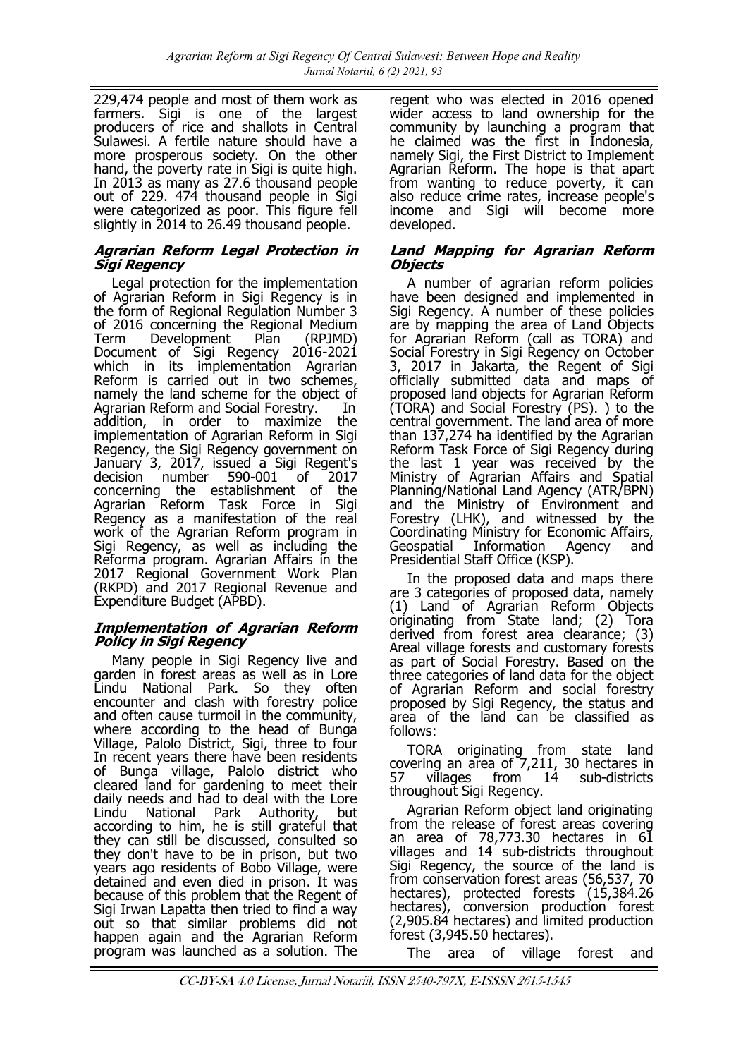229,474 people and most of them work as farmers. Sigi is one of the largest producers of rice and shallots in Central Sulawesi. A fertile nature should have a more prosperous society. On the other hand, the poverty rate in Sigi is quite high. In 2013 as many as 27.6 thousand people out of 229. 474 thousand people in Sigi were categorized as poor. This figure fell slightly in 2014 to 26.49 thousand people.

### *Agrarian Reform Legal Protection in Sigi Regency*

Legal protection for the implementation of Agrarian Reform in Sigi Regency is in the form of Regional Regulation Number 3 of 2016 concerning the Regional Medium Term Development Plan (RPJMD) Document of Sigi Regency 2016-2021 which in its implementation Agrarian Reform is carried out in two schemes, namely the land scheme for the object of Agrarian Reform and Social Forestry. In addition, in order to maximize the implementation of Agrarian Reform in Sigi Regency, the Sigi Regency government on January 3, 2017, issued a Sigi Regent's decision number 590-001 of 2017 concerning the establishment of the Agrarian Reform Task Force in Sigi Regency as a manifestation of the real work of the Agrarian Reform program in Sigi Regency, as well as including the Reforma program. Agrarian Affairs in the 2017 Regional Government Work Plan (RKPD) and 2017 Regional Revenue and Expenditure Budget (APBD).

### *Implementation of Agrarian Reform Policy in Sigi Regency*

Many people in Sigi Regency live and garden in forest areas as well as in Lore Lindu National Park. So they often encounter and clash with forestry police and often cause turmoil in the community, where according to the head of Bunga Village, Palolo District, Sigi, three to four In recent years there have been residents of Bunga village, Palolo district who cleared land for gardening to meet their daily needs and had to deal with the Lore Lindu National Park Authority, but according to him, he is still grateful that they can still be discussed, consulted so they don't have to be in prison, but two years ago residents of Bobo Village, were detained and even died in prison. It was because of this problem that the Regent of Sigi Irwan Lapatta then tried to find a way out so that similar problems did not happen again and the Agrarian Reform program was launched as a solution. The regent who was elected in 2016 opened wider access to land ownership for the community by launching a program that he claimed was the first in Indonesia, namely Sigi, the First District to Implement Agrarian Reform. The hope is that apart from wanting to reduce poverty, it can also reduce crime rates, increase people's income and Sigi will become more developed.

### *Land Mapping for Agrarian Reform Objects*

A number of agrarian reform policies have been designed and implemented in Sigi Regency. A number of these policies are by mapping the area of Land Objects for Agrarian Reform (call as TORA) and Social Forestry in Sigi Regency on October 3, 2017 in Jakarta, the Regent of Sigi officially submitted data and maps of proposed land objects for Agrarian Reform (TORA) and Social Forestry (PS). ) to the central government. The land area of more than 137,274 ha identified by the Agrarian Reform Task Force of Sigi Regency during the last 1 year was received by the Ministry of Agrarian Affairs and Spatial Planning/National Land Agency (ATR/BPN) and the Ministry of Environment and Forestry (LHK), and witnessed by the Coordinating Ministry for Economic Affairs, Geospatial Information Agency and Presidential Staff Office (KSP).

In the proposed data and maps there are 3 categories of proposed data, namely (1) Land of Agrarian Reform Objects originating from State land; (2) Tora derived from forest area clearance; (3) Areal village forests and customary forests as part of Social Forestry. Based on the three categories of land data for the object of Agrarian Reform and social forestry proposed by Sigi Regency, the status and area of the land can be classified as follows:

TORA originating from state land covering an area of 7,211, 30 hectares in 57 villages from 14 sub-districts throughout Sigi Regency.

Agrarian Reform object land originating from the release of forest areas covering an area of 78,773.30 hectares in 61 villages and 14 sub-districts throughout Sigi Regency, the source of the land is from conservation forest areas (56,537, 70 hectares), protected forests (15,384.26 hectares), conversion production forest (2,905.84 hectares) and limited production forest (3,945.50 hectares).

The area of village forest and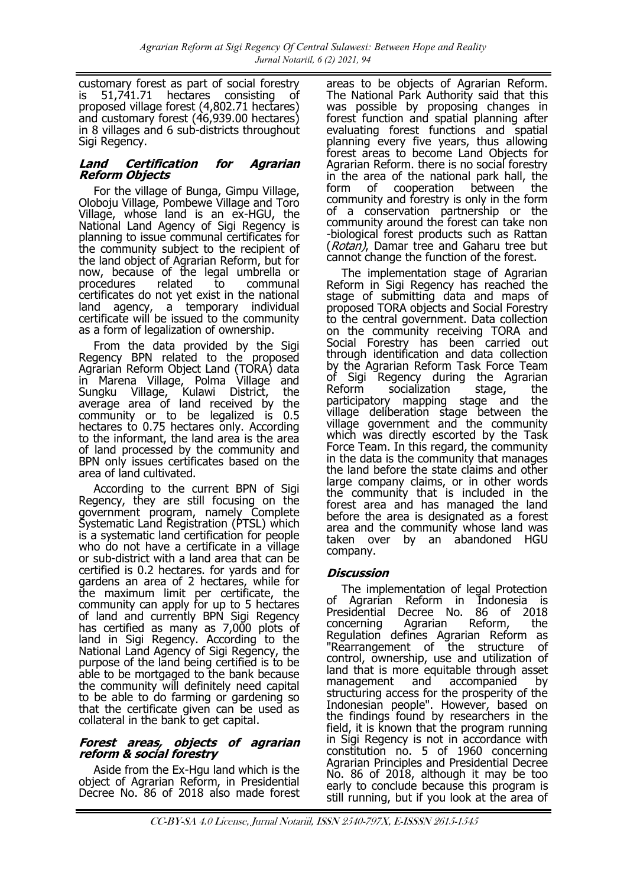customary forest as part of social forestry is 51,741.71 hectares consisting of proposed village forest (4,802.71 hectares) and customary forest (46,939.00 hectares) in 8 villages and 6 sub-districts throughout Sigi Regency.

### *Land Certification for Agrarian Reform Objects*

For the village of Bunga, Gimpu Village, Oloboju Village, Pombewe Village and Toro Village, whose land is an ex-HGU, the National Land Agency of Sigi Regency is planning to issue communal certificates for the community subject to the recipient of the land object of Agrarian Reform, but for now, because of the legal umbrella or procedures related to communal certificates do not yet exist in the national land agency, a temporary individual certificate will be issued to the community as a form of legalization of ownership.

From the data provided by the Sigi Regency BPN related to the proposed Agrarian Reform Object Land (TORA) data in Marena Village, Polma Village and Sungku Village, Kulawi District, the average area of land received by the community or to be legalized is 0.5 hectares to 0.75 hectares only. According to the informant, the land area is the area of land processed by the community and BPN only issues certificates based on the area of land cultivated.

According to the current BPN of Sigi Regency, they are still focusing on the government program, namely Complete Systematic Land Registration (PTSL) which is a systematic land certification for people who do not have a certificate in a village or sub-district with a land area that can be certified is 0.2 hectares. for yards and for gardens an area of 2 hectares, while for the maximum limit per certificate, the community can apply for up to 5 hectares of land and currently BPN Sigi Regency has certified as many as 7,000 plots of land in Sigi Regency. According to the National Land Agency of Sigi Regency, the purpose of the land being certified is to be able to be mortgaged to the bank because the community will definitely need capital to be able to do farming or gardening so that the certificate given can be used as collateral in the bank to get capital.

### *Forest areas, objects of agrarian reform & social forestry*

Aside from the Ex-Hgu land which is the object of Agrarian Reform, in Presidential Decree No. 86 of 2018 also made forest areas to be objects of Agrarian Reform. The National Park Authority said that this was possible by proposing changes in forest function and spatial planning after evaluating forest functions and spatial planning every five years, thus allowing forest areas to become Land Objects for Agrarian Reform. there is no social forestry in the area of the national park hall, the form of cooperation between the community and forestry is only in the form of a conservation partnership or the community around the forest can take non -biological forest products such as Rattan (*Rotan)*, Damar tree and Gaharu tree but cannot change the function of the forest.

The implementation stage of Agrarian Reform in Sigi Regency has reached the stage of submitting data and maps of proposed TORA objects and Social Forestry to the central government. Data collection on the community receiving TORA and Social Forestry has been carried out through identification and data collection by the Agrarian Reform Task Force Team of Sigi Regency during the Agrarian Reform socialization stage, the participatory mapping stage and the village deliberation stage between the village government and the community which was directly escorted by the Task Force Team. In this regard, the community in the data is the community that manages the land before the state claims and other large company claims, or in other words the community that is included in the forest area and has managed the land before the area is designated as a forest area and the community whose land was taken over by an abandoned HGU company.

## *Discussion*

The implementation of legal Protection of Agrarian Reform in Indonesia is Presidential Decree No. 86 of 2018 concerning Agrarian Reform, the Regulation defines Agrarian Reform as "Rearrangement of the structure of control, ownership, use and utilization of land that is more equitable through asset management and accompanied by structuring access for the prosperity of the Indonesian people". However, based on the findings found by researchers in the field, it is known that the program running in Sigi Regency is not in accordance with constitution no. 5 of 1960 concerning Agrarian Principles and Presidential Decree No. 86 of 2018, although it may be too early to conclude because this program is still running, but if you look at the area of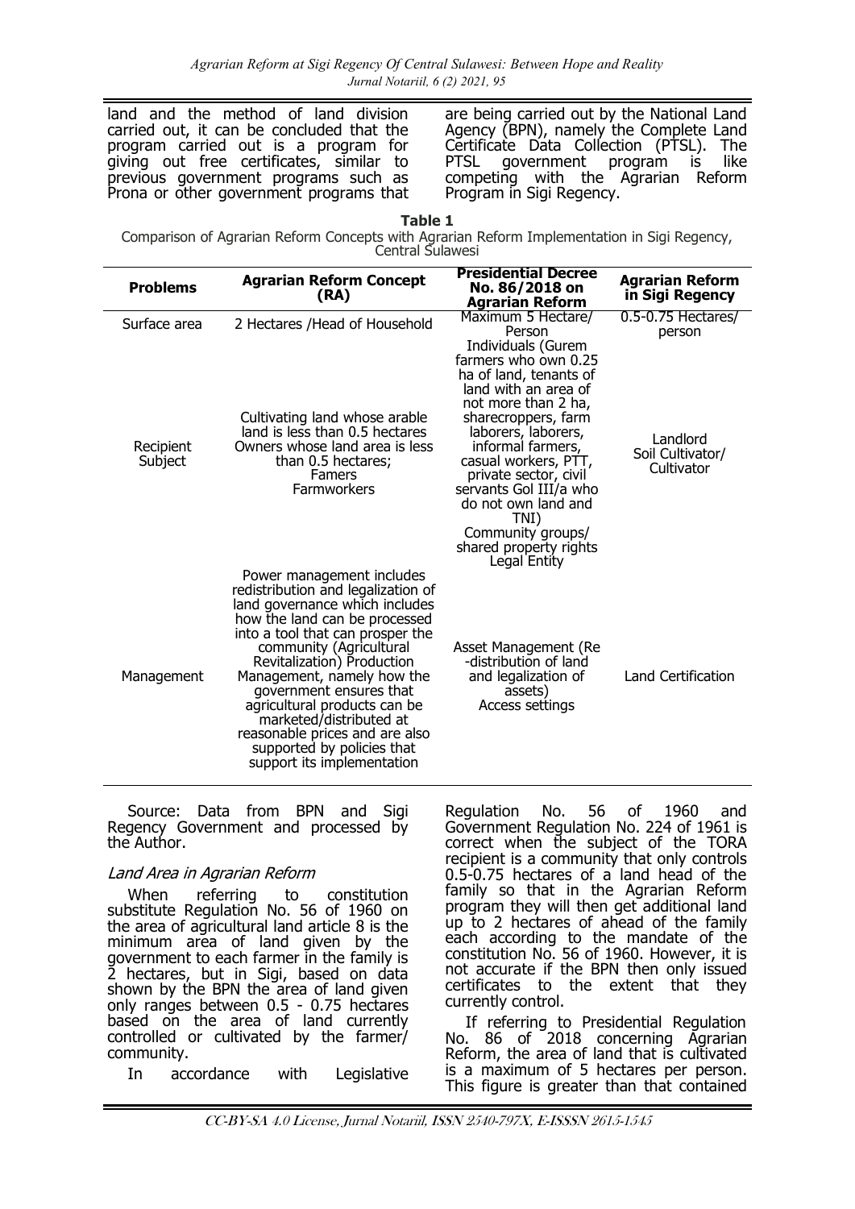land and the method of land division carried out, it can be concluded that the program carried out is a program for giving out free certificates, similar to previous government programs such as Prona or other government programs that are being carried out by the National Land Agency (BPN), namely the Complete Land Certificate Data Collection (PTSL). The PTSL government program is like competing with the Agrarian Reform Program in Sigi Regency.

**Table 1**

Comparison of Agrarian Reform Concepts with Agrarian Reform Implementation in Sigi Regency, Central Sulawesi

| Problems | Agrarian Reform Concept (RA) | Presidential Decree No. 86/2018 on Agrarian Reform | Agrarian Reform in Sigi Regency |
|---|---|---|---|
| Surface area | 2 Hectares /Head of Household | Maximum 5 Hectare/ Person | 0.5-0.75 Hectares/ person |
| Recipient Subject | Cultivating land whose arable land is less than 0.5 hectares Owners whose land area is less than 0.5 hectares; Famers Farmworkers | Individuals (Gurem farmers who own 0.25 ha of land, tenants of land with an area of not more than 2 ha, sharecroppers, farm laborers, laborers, informal farmers, casual workers, PTT, private sector, civil servants GoI III/a who do not own land and TNI) Community groups/ shared property rights Legal Entity | Landlord Soil Cultivator/ Cultivator |
| Management | Power management includes redistribution and legalization of land governance which includes how the land can be processed into a tool that can prosper the community (Agricultural Revitalization) Production Management, namely how the government ensures that agricultural products can be marketed/distributed at reasonable prices and are also supported by policies that support its implementation | Asset Management (Re -distribution of land and legalization of assets) Access settings | Land Certification |

Source: Data from BPN and Sigi Regency Government and processed by the Author.

### *Land Area in Agrarian Reform*

When referring to constitution substitute Regulation No. 56 of 1960 on the area of agricultural land article 8 is the minimum area of land given by the government to each farmer in the family is 2 hectares, but in Sigi, based on data shown by the BPN the area of land given only ranges between 0.5 - 0.75 hectares based on the area of land currently controlled or cultivated by the farmer/ community.

In accordance with Legislative Regulation No. 56 of 1960 and Government Regulation No. 224 of 1961 is correct when the subject of the TORA recipient is a community that only controls 0.5-0.75 hectares of a land head of the family so that in the Agrarian Reform program they will then get additional land up to 2 hectares of ahead of the family each according to the mandate of the constitution No. 56 of 1960. However, it is not accurate if the BPN then only issued certificates to the extent that they currently control.

If referring to Presidential Regulation No. 86 of 2018 concerning Agrarian Reform, the area of land that is cultivated is a maximum of 5 hectares per person. This figure is greater than that contained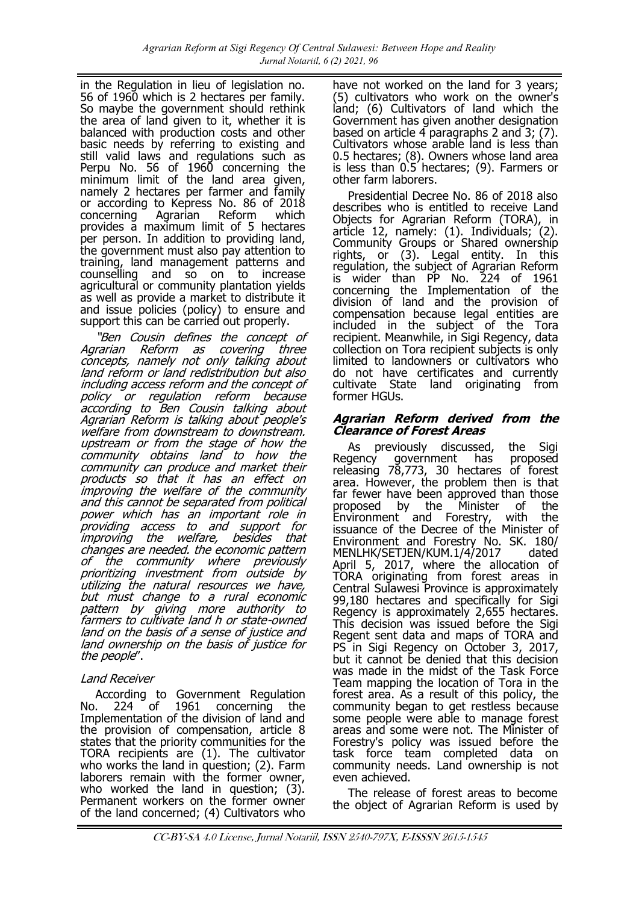in the Regulation in lieu of legislation no. 56 of 1960 which is 2 hectares per family. So maybe the government should rethink the area of land given to it, whether it is balanced with production costs and other basic needs by referring to existing and still valid laws and regulations such as Perpu No. 56 of 1960 concerning the minimum limit of the land area given, namely 2 hectares per farmer and family or according to Kepress No. 86 of 2018 concerning Agrarian Reform which provides a maximum limit of 5 hectares per person. In addition to providing land, the government must also pay attention to training, land management patterns and counselling and so on to increase agricultural or community plantation yields as well as provide a market to distribute it and issue policies (policy) to ensure and support this can be carried out properly.

*"Ben Cousin defines the concept of Agrarian Reform as covering three concepts, namely not only talking about land reform or land redistribution but also including access reform and the concept of policy or regulation reform because according to Ben Cousin talking about Agrarian Reform is talking about people's welfare from downstream to downstream. upstream or from the stage of how the community obtains land to how the community can produce and market their products so that it has an effect on improving the welfare of the community and this cannot be separated from political power which has an important role in providing access to and support for improving the welfare, besides that changes are needed. the economic pattern of the community where previously prioritizing investment from outside by utilizing the natural resources we have, but must change to a rural economic pattern by giving more authority to farmers to cultivate land h or state-owned land on the basis of a sense of justice and land ownership on the basis of justice for the people*".

### *Land Receiver*

According to Government Regulation No. 224 of 1961 concerning the Implementation of the division of land and the provision of compensation, article 8 states that the priority communities for the TORA recipients are (1). The cultivator who works the land in question; (2). Farm laborers remain with the former owner, who worked the land in question; (3). Permanent workers on the former owner of the land concerned; (4) Cultivators who have not worked on the land for 3 years; (5) cultivators who work on the owner's land; (6) Cultivators of land which the Government has given another designation based on article 4 paragraphs 2 and 3; (7). Cultivators whose arable land is less than 0.5 hectares; (8). Owners whose land area is less than 0.5 hectares; (9). Farmers or other farm laborers.

Presidential Decree No. 86 of 2018 also describes who is entitled to receive Land Objects for Agrarian Reform (TORA), in article 12, namely: (1). Individuals; (2). Community Groups or Shared ownership rights, or (3). Legal entity. In this regulation, the subject of Agrarian Reform is wider than PP No. 224 of 1961 concerning the Implementation of the division of land and the provision of compensation because legal entities are included in the subject of the Tora recipient. Meanwhile, in Sigi Regency, data collection on Tora recipient subjects is only limited to landowners or cultivators who do not have certificates and currently cultivate State land originating from former HGUs.

### ***Agrarian Reform derived from the Clearance of Forest Areas***

As previously discussed, the Sigi Regency government has proposed releasing 78,773, 30 hectares of forest area. However, the problem then is that far fewer have been approved than those proposed by the Minister of the Environment and Forestry, with the issuance of the Decree of the Minister of Environment and Forestry No. SK. 180/ MENLHK/SETJEN/KUM.1/4/2017 dated April 5, 2017, where the allocation of TORA originating from forest areas in Central Sulawesi Province is approximately 99,180 hectares and specifically for Sigi Regency is approximately 2,655 hectares. This decision was issued before the Sigi Regent sent data and maps of TORA and PS in Sigi Regency on October 3, 2017, but it cannot be denied that this decision was made in the midst of the Task Force Team mapping the location of Tora in the forest area. As a result of this policy, the community began to get restless because some people were able to manage forest areas and some were not. The Minister of Forestry's policy was issued before the task force team completed data on community needs. Land ownership is not even achieved.

The release of forest areas to become the object of Agrarian Reform is used by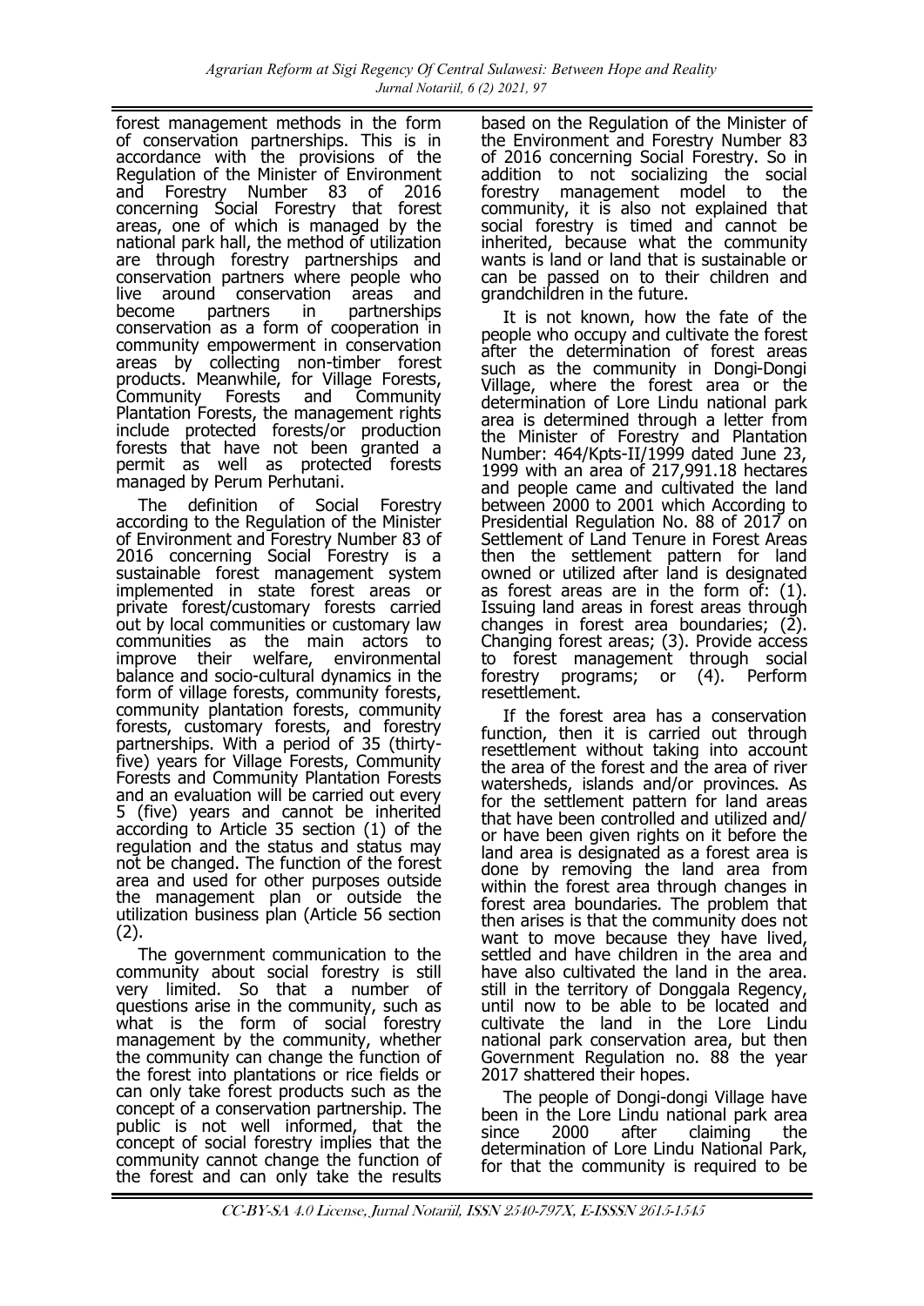forest management methods in the form of conservation partnerships. This is in accordance with the provisions of the Regulation of the Minister of Environment and Forestry Number 83 of 2016 concerning Social Forestry that forest areas, one of which is managed by the national park hall, the method of utilization are through forestry partnerships and conservation partners where people who live around conservation areas and become partners in partnerships conservation as a form of cooperation in community empowerment in conservation areas by collecting non-timber forest products. Meanwhile, for Village Forests, Community Forests and Community Plantation Forests, the management rights include protected forests/or production forests that have not been granted a permit as well as protected forests managed by Perum Perhutani.

The definition of Social Forestry according to the Regulation of the Minister of Environment and Forestry Number 83 of 2016 concerning Social Forestry is a sustainable forest management system implemented in state forest areas or private forest/customary forests carried out by local communities or customary law communities as the main actors to improve their welfare, environmental balance and socio-cultural dynamics in the form of village forests, community forests, community plantation forests, community forests, customary forests, and forestry partnerships. With a period of 35 (thirty-five) years for Village Forests, Community Forests and Community Plantation Forests and an evaluation will be carried out every 5 (five) years and cannot be inherited according to Article 35 section (1) of the regulation and the status and status may not be changed. The function of the forest area and used for other purposes outside the management plan or outside the utilization business plan (Article 56 section (2).

The government communication to the community about social forestry is still very limited. So that a number of questions arise in the community, such as what is the form of social forestry management by the community, whether the community can change the function of the forest into plantations or rice fields or can only take forest products such as the concept of a conservation partnership. The public is not well informed, that the concept of social forestry implies that the community cannot change the function of the forest and can only take the results based on the Regulation of the Minister of the Environment and Forestry Number 83 of 2016 concerning Social Forestry. So in addition to not socializing the social forestry management model to the community, it is also not explained that social forestry is timed and cannot be inherited, because what the community wants is land or land that is sustainable or can be passed on to their children and grandchildren in the future.

It is not known, how the fate of the people who occupy and cultivate the forest after the determination of forest areas such as the community in Dongi-Dongi Village, where the forest area or the determination of Lore Lindu national park area is determined through a letter from the Minister of Forestry and Plantation Number: 464/Kpts-II/1999 dated June 23, 1999 with an area of 217,991.18 hectares and people came and cultivated the land between 2000 to 2001 which According to Presidential Regulation No. 88 of 2017 on Settlement of Land Tenure in Forest Areas then the settlement pattern for land owned or utilized after land is designated as forest areas are in the form of: (1). Issuing land areas in forest areas through changes in forest area boundaries; (2). Changing forest areas; (3). Provide access to forest management through social forestry programs; or (4). Perform resettlement.

If the forest area has a conservation function, then it is carried out through resettlement without taking into account the area of the forest and the area of river watersheds, islands and/or provinces. As for the settlement pattern for land areas that have been controlled and utilized and/ or have been given rights on it before the land area is designated as a forest area is done by removing the land area from within the forest area through changes in forest area boundaries. The problem that then arises is that the community does not want to move because they have lived, settled and have children in the area and have also cultivated the land in the area. still in the territory of Donggala Regency, until now to be able to be located and cultivate the land in the Lore Lindu national park conservation area, but then Government Regulation no. 88 the year 2017 shattered their hopes.

The people of Dongi-dongi Village have been in the Lore Lindu national park area since 2000 after claiming the determination of Lore Lindu National Park, for that the community is required to be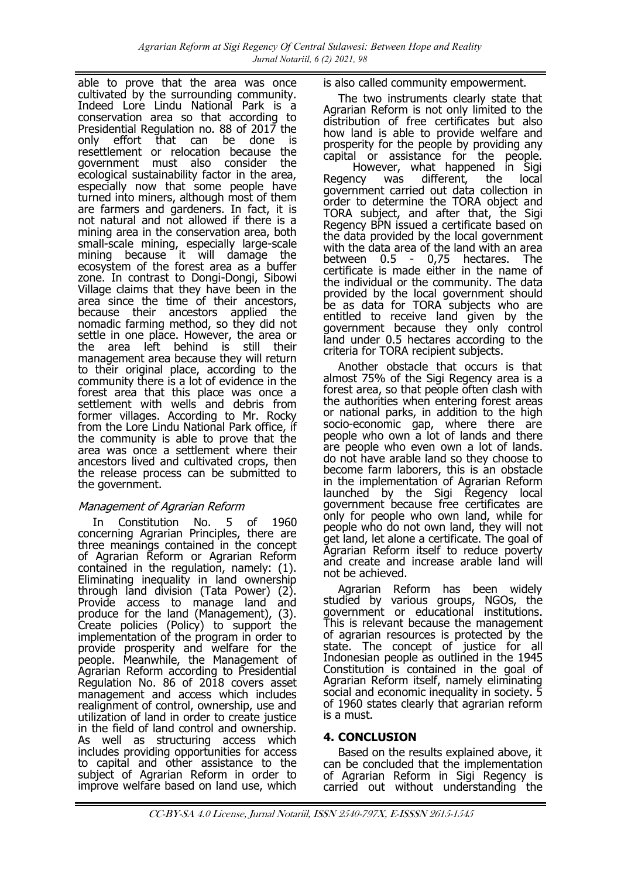able to prove that the area was once cultivated by the surrounding community. Indeed Lore Lindu National Park is a conservation area so that according to Presidential Regulation no. 88 of 2017 the only effort that can be done is resettlement or relocation because the government must also consider the ecological sustainability factor in the area, especially now that some people have turned into miners, although most of them are farmers and gardeners. In fact, it is not natural and not allowed if there is a mining area in the conservation area, both small-scale mining, especially large-scale mining because it will damage the ecosystem of the forest area as a buffer zone. In contrast to Dongi-Dongi, Sibowi Village claims that they have been in the area since the time of their ancestors, because their ancestors applied the nomadic farming method, so they did not settle in one place. However, the area or the area left behind is still their management area because they will return to their original place, according to the community there is a lot of evidence in the forest area that this place was once a settlement with wells and debris from former villages. According to Mr. Rocky from the Lore Lindu National Park office, if the community is able to prove that the area was once a settlement where their ancestors lived and cultivated crops, then the release process can be submitted to the government.

### *Management of Agrarian Reform*

In Constitution No. 5 of 1960 concerning Agrarian Principles, there are three meanings contained in the concept of Agrarian Reform or Agrarian Reform contained in the regulation, namely: (1). Eliminating inequality in land ownership through land division (Tata Power) (2). Provide access to manage land and produce for the land (Management), (3). Create policies (Policy) to support the implementation of the program in order to provide prosperity and welfare for the people. Meanwhile, the Management of Agrarian Reform according to Presidential Regulation No. 86 of 2018 covers asset management and access which includes realignment of control, ownership, use and utilization of land in order to create justice in the field of land control and ownership. As well as structuring access which includes providing opportunities for access to capital and other assistance to the subject of Agrarian Reform in order to improve welfare based on land use, which is also called community empowerment.

The two instruments clearly state that Agrarian Reform is not only limited to the distribution of free certificates but also how land is able to provide welfare and prosperity for the people by providing any capital or assistance for the people.

However, what happened in Sigi Regency was different, the local government carried out data collection in order to determine the TORA object and TORA subject, and after that, the Sigi Regency BPN issued a certificate based on the data provided by the local government with the data area of the land with an area between 0.5 - 0,75 hectares. The certificate is made either in the name of the individual or the community. The data provided by the local government should be as data for TORA subjects who are entitled to receive land given by the government because they only control land under 0.5 hectares according to the criteria for TORA recipient subjects.

Another obstacle that occurs is that almost 75% of the Sigi Regency area is a forest area, so that people often clash with the authorities when entering forest areas or national parks, in addition to the high socio-economic gap, where there are people who own a lot of lands and there are people who even own a lot of lands. do not have arable land so they choose to become farm laborers, this is an obstacle in the implementation of Agrarian Reform launched by the Sigi Regency local government because free certificates are only for people who own land, while for people who do not own land, they will not get land, let alone a certificate. The goal of Agrarian Reform itself to reduce poverty and create and increase arable land will not be achieved.

Agrarian Reform has been widely studied by various groups, NGOs, the government or educational institutions. This is relevant because the management of agrarian resources is protected by the state. The concept of justice for all Indonesian people as outlined in the 1945 Constitution is contained in the goal of Agrarian Reform itself, namely eliminating social and economic inequality in society. 5 of 1960 states clearly that agrarian reform is a must.

## 4. CONCLUSION

Based on the results explained above, it can be concluded that the implementation of Agrarian Reform in Sigi Regency is carried out without understanding the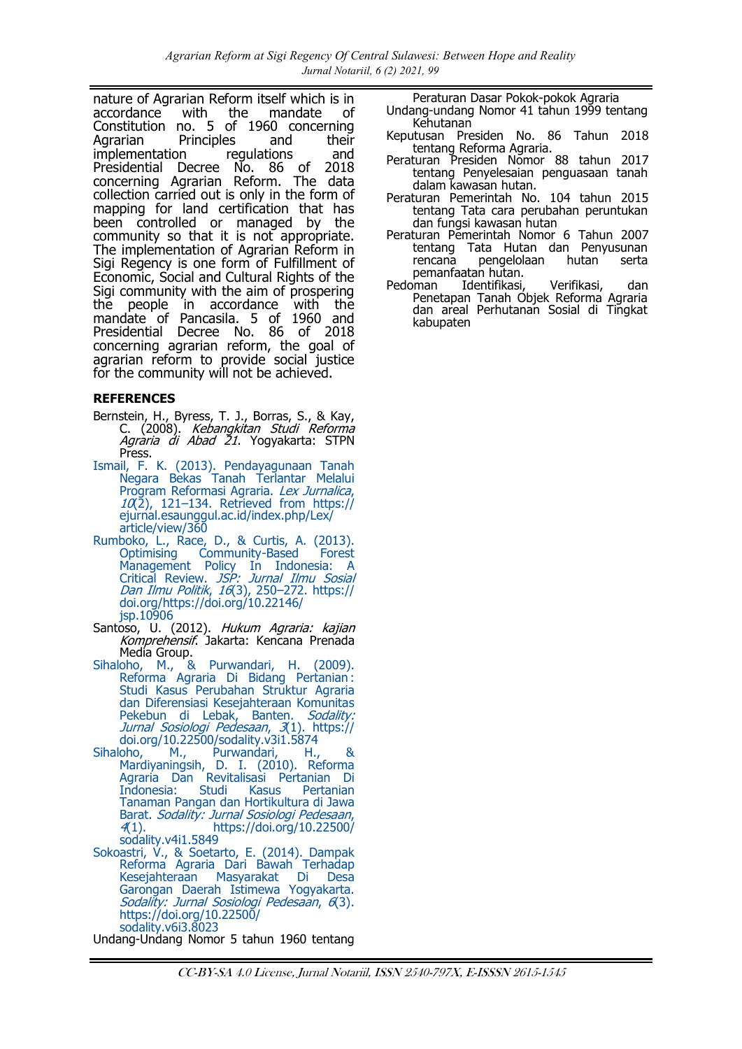nature of Agrarian Reform itself which is in accordance with the mandate of Constitution no. 5 of 1960 concerning Agrarian Principles and their implementation regulations and Presidential Decree No. 86 of 2018 concerning Agrarian Reform. The data collection carried out is only in the form of mapping for land certification that has been controlled or managed by the community so that it is not appropriate. The implementation of Agrarian Reform in Sigi Regency is one form of Fulfillment of Economic, Social and Cultural Rights of the Sigi community with the aim of prospering the people in accordance with the mandate of Pancasila. 5 of 1960 and Presidential Decree No. 86 of 2018 concerning agrarian reform, the goal of agrarian reform to provide social justice for the community will not be achieved.

## REFERENCES

Bernstein, H., Byress, T. J., Borras, S., & Kay, C. (2008). *Kebangkitan Studi Reforma Agraria di Abad 21*. Yogyakarta: STPN Press.

Ismail, F. K. (2013). Pendayagunaan Tanah Negara Bekas Tanah Terlantar Melalui Program Reformasi Agraria. *Lex Jurnalica, 10*(2), 121–134. Retrieved from https://ejurnal.esaunggul.ac.id/index.php/Lex/article/view/360

Rumboko, L., Race, D., & Curtis, A. (2013). Optimising Community-Based Forest Management Policy In Indonesia: A Critical Review. *JSP: Jurnal Ilmu Sosial Dan Ilmu Politik*, *16*(3), 250–272. https://doi.org/https://doi.org/10.22146/jsp.10906

Santoso, U. (2012). *Hukum Agraria: kajian Komprehensif*. Jakarta: Kencana Prenada Media Group.

Sihaloho, M., & Purwandari, H. (2009). Reforma Agraria Di Bidang Pertanian: Studi Kasus Perubahan Struktur Agraria dan Diferensiasi Kesejahteraan Komunitas Pekebun di Lebak, Banten. *Sodality: Jurnal Sosiologi Pedesaan*, *3*(1). https://doi.org/10.22500/sodality.v3i1.5874

Sihaloho, M., Purwandari, H., & Mardiyaningsih, D. I. (2010). Reforma Agraria Dan Revitalisasi Pertanian Di Indonesia: Studi Kasus Pertanian Tanaman Pangan dan Hortikultura di Jawa Barat. *Sodality: Jurnal Sosiologi Pedesaan*, *4*(1). https://doi.org/10.22500/sodality.v4i1.5849

Sokoastri, V., & Soetarto, E. (2014). Dampak Reforma Agraria Dari Bawah Terhadap Kesejahteraan Masyarakat Di Desa Garongan Daerah Istimewa Yogyakarta. *Sodality: Jurnal Sosiologi Pedesaan*, *6*(3). https://doi.org/10.22500/sodality.v6i3.8023

Undang-Undang Nomor 5 tahun 1960 tentang Peraturan Dasar Pokok-pokok Agraria

Undang-undang Nomor 41 tahun 1999 tentang Kehutanan

Keputusan Presiden No. 86 Tahun 2018 tentang Reforma Agraria.

Peraturan Presiden Nomor 88 tahun 2017 tentang Penyelesaian penguasaan tanah dalam kawasan hutan.

Peraturan Pemerintah No. 104 tahun 2015 tentang Tata cara perubahan peruntukan dan fungsi kawasan hutan

Peraturan Pemerintah Nomor 6 Tahun 2007 tentang Tata Hutan dan Penyusunan rencana pengelolaan hutan serta pemanfaatan hutan.

Pedoman Identifikasi, Verifikasi, dan Penetapan Tanah Objek Reforma Agraria dan areal Perhutanan Sosial di Tingkat kabupaten